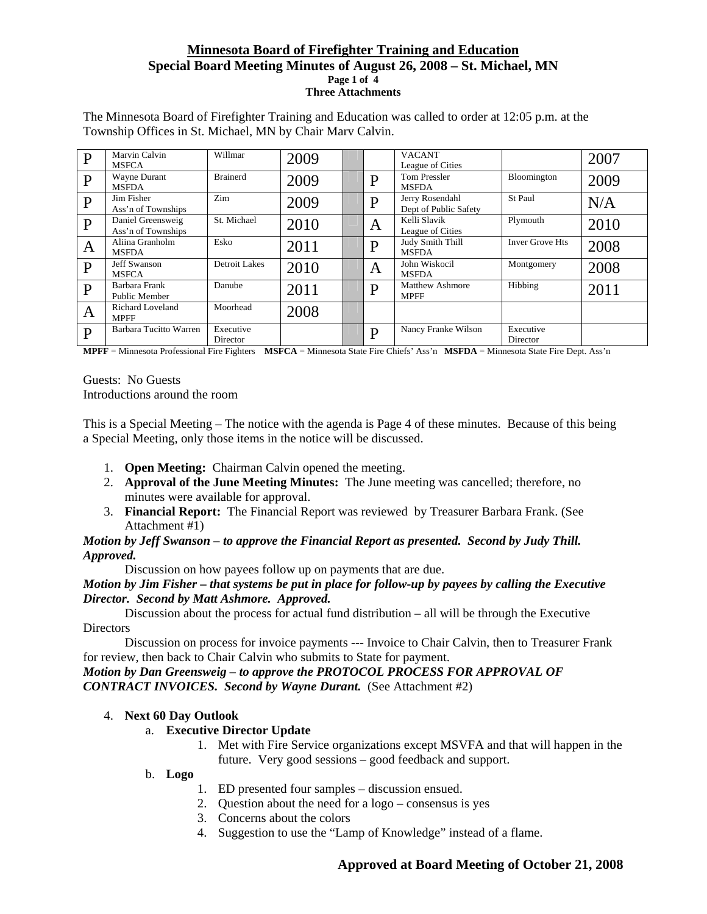# Minnesota Board of Firefighter Training and Education

## Special Board Meeting Minutes of August 26, 2008 – St. Michael, MN

**Three Attachments**

The Minnesota Board of Firefighter Training and Education was called to order at 12:05 p.m. at the Township Offices in St. Michael, MN by Chair Marv Calvin.

| | | | | | | | | |
|---|---|---|---|---|---|---|---|---|
| P | Marvin Calvin MSFCA | Willmar | 2009 | | VACANT League of Cities | | 2007 |
| P | Wayne Durant MSFDA | Brainerd | 2009 | P | Tom Pressler MSFDA | Bloomington | 2009 |
| P | Jim Fisher Ass'n of Townships | Zim | 2009 | P | Jerry Rosendahl Dept of Public Safety | St Paul | N/A |
| P | Daniel Greensweig Ass'n of Townships | St. Michael | 2010 | A | Kelli Slavik League of Cities | Plymouth | 2010 |
| A | Aliina Granholm MSFDA | Esko | 2011 | P | Judy Smith Thill MSFDA | Inver Grove Hts | 2008 |
| P | Jeff Swanson MSFCA | Detroit Lakes | 2010 | A | John Wiskocil MSFDA | Montgomery | 2008 |
| P | Barbara Frank Public Member | Danube | 2011 | P | Matthew Ashmore MPFF | Hibbing | 2011 |
| A | Richard Loveland MPFF | Moorhead | 2008 | | | | |
| P | Barbara Tucitto Warren | Executive Director | | P | Nancy Franke Wilson | Executive Director | |

**MPFF** = Minnesota Professional Fire Fighters **MSFCA** = Minnesota State Fire Chiefs' Ass'n **MSFDA** = Minnesota State Fire Dept. Ass'n

Guests: No Guests
Introductions around the room

This is a Special Meeting – The notice with the agenda is Page 4 of these minutes. Because of this being a Special Meeting, only those items in the notice will be discussed.

1. **Open Meeting:** Chairman Calvin opened the meeting.
2. **Approval of the June Meeting Minutes:** The June meeting was cancelled; therefore, no minutes were available for approval.
3. **Financial Report:** The Financial Report was reviewed by Treasurer Barbara Frank. (See Attachment #1)

***Motion by Jeff Swanson – to approve the Financial Report as presented. Second by Judy Thill. Approved.***

Discussion on how payees follow up on payments that are due.

***Motion by Jim Fisher – that systems be put in place for follow-up by payees by calling the Executive Director. Second by Matt Ashmore. Approved.***

Discussion about the process for actual fund distribution – all will be through the Executive Directors

Discussion on process for invoice payments --- Invoice to Chair Calvin, then to Treasurer Frank for review, then back to Chair Calvin who submits to State for payment.

***Motion by Dan Greensweig – to approve the PROTOCOL PROCESS FOR APPROVAL OF CONTRACT INVOICES. Second by Wayne Durant.*** (See Attachment #2)

4. **Next 60 Day Outlook**
   a. **Executive Director Update**
      1. Met with Fire Service organizations except MSVFA and that will happen in the future. Very good sessions – good feedback and support.
   b. **Logo**
      1. ED presented four samples – discussion ensued.
      2. Question about the need for a logo – consensus is yes
      3. Concerns about the colors
      4. Suggestion to use the "Lamp of Knowledge" instead of a flame.

**Approved at Board Meeting of October 21, 2008**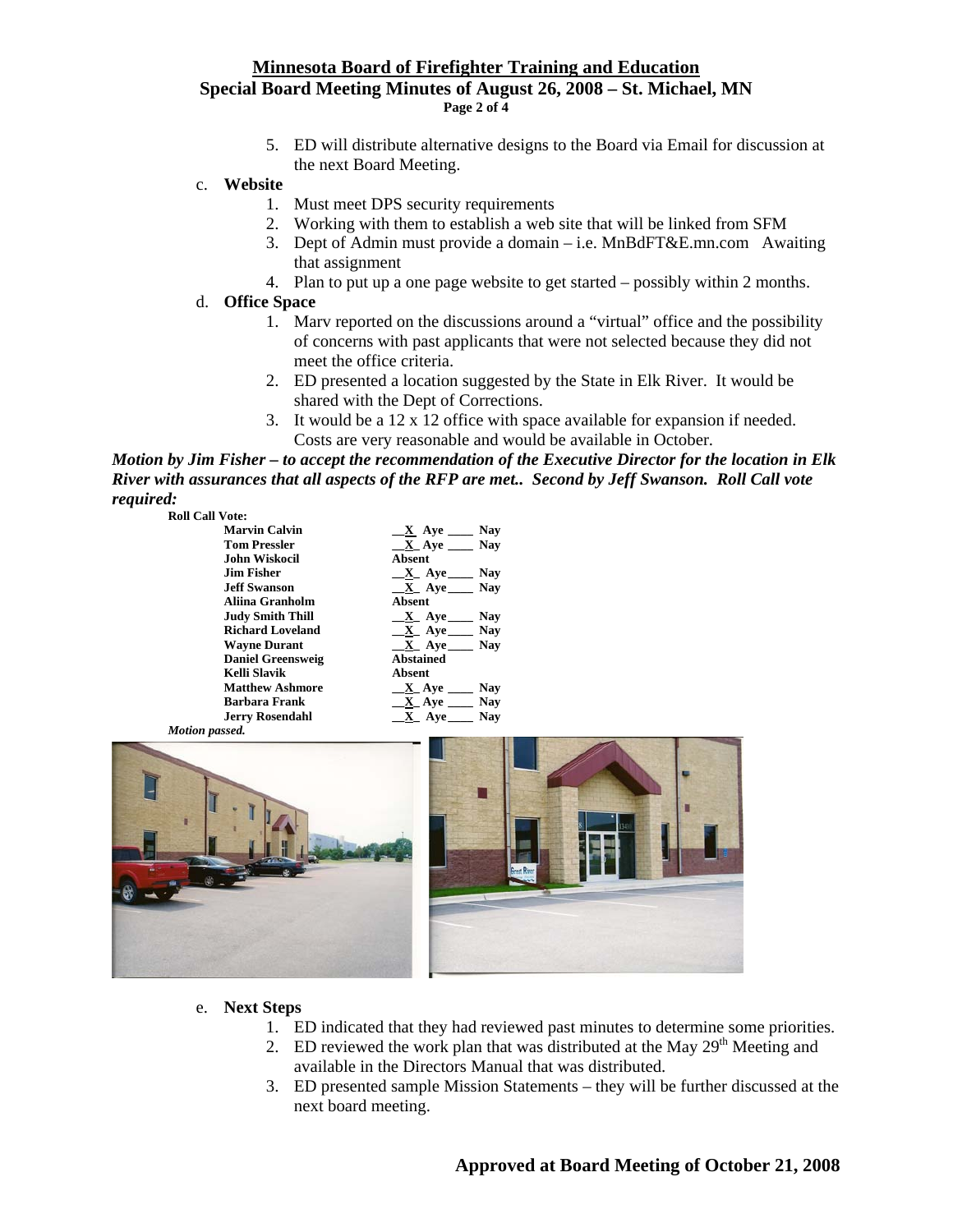5. ED will distribute alternative designs to the Board via Email for discussion at the next Board Meeting.

c. **Website**
   1. Must meet DPS security requirements
   2. Working with them to establish a web site that will be linked from SFM
   3. Dept of Admin must provide a domain – i.e. MnBdFT&E.mn.com Awaiting that assignment
   4. Plan to put up a one page website to get started – possibly within 2 months.

d. **Office Space**
   1. Marv reported on the discussions around a "virtual" office and the possibility of concerns with past applicants that were not selected because they did not meet the office criteria.
   2. ED presented a location suggested by the State in Elk River. It would be shared with the Dept of Corrections.
   3. It would be a 12 x 12 office with space available for expansion if needed. Costs are very reasonable and would be available in October.

***Motion by Jim Fisher – to accept the recommendation of the Executive Director for the location in Elk River with assurances that all aspects of the RFP are met.. Second by Jeff Swanson. Roll Call vote required:***

**Roll Call Vote:**

| | |
|---|---|
| **Marvin Calvin** | __X_ Aye ____ Nay |
| **Tom Pressler** | __X_ Aye ____ Nay |
| **John Wiskocil** | Absent |
| **Jim Fisher** | __X_ Aye ____ Nay |
| **Jeff Swanson** | __X_ Aye ____ Nay |
| **Aliina Granholm** | Absent |
| **Judy Smith Thill** | __X_ Aye ____ Nay |
| **Richard Loveland** | __X_ Aye ____ Nay |
| **Wayne Durant** | __X_ Aye ____ Nay |
| **Daniel Greensweig** | Abstained |
| **Kelli Slavik** | Absent |
| **Matthew Ashmore** | __X_ Aye ____ Nay |
| **Barbara Frank** | __X_ Aye ____ Nay |
| **Jerry Rosendahl** | __X_ Aye ____ Nay |

***Motion passed.***

e. **Next Steps**
   1. ED indicated that they had reviewed past minutes to determine some priorities.
   2. ED reviewed the work plan that was distributed at the May 29th Meeting and available in the Directors Manual that was distributed.
   3. ED presented sample Mission Statements – they will be further discussed at the next board meeting.

**Approved at Board Meeting of October 21, 2008**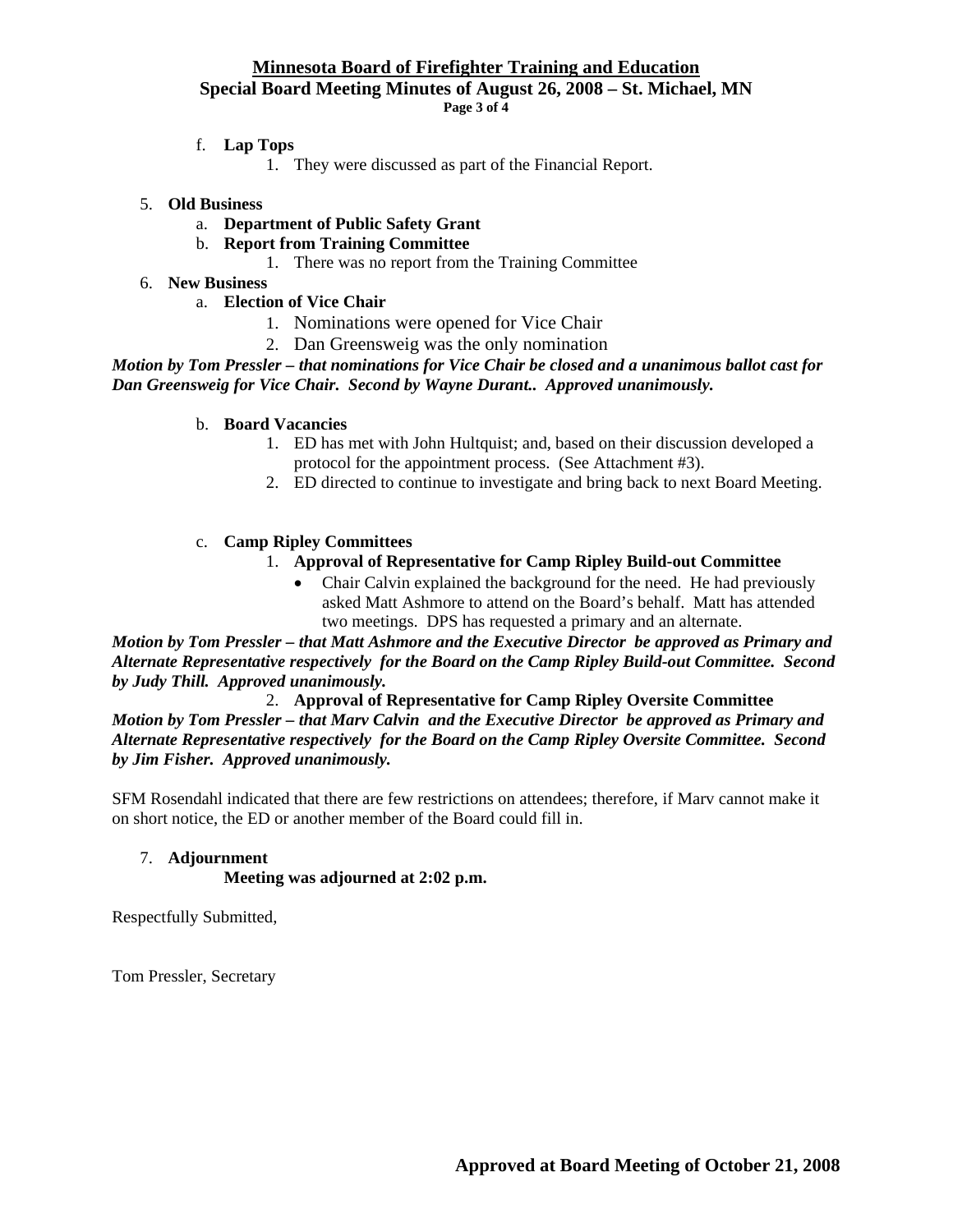f. **Lap Tops**

1. They were discussed as part of the Financial Report.

5. **Old Business**
   a. **Department of Public Safety Grant**
   b. **Report from Training Committee**
      1. There was no report from the Training Committee
6. **New Business**
   a. **Election of Vice Chair**
      1. Nominations were opened for Vice Chair
      2. Dan Greensweig was the only nomination

***Motion by Tom Pressler – that nominations for Vice Chair be closed and a unanimous ballot cast for Dan Greensweig for Vice Chair. Second by Wayne Durant.. Approved unanimously.***

b. **Board Vacancies**
   1. ED has met with John Hultquist; and, based on their discussion developed a protocol for the appointment process. (See Attachment #3).
   2. ED directed to continue to investigate and bring back to next Board Meeting.

c. **Camp Ripley Committees**
   1. **Approval of Representative for Camp Ripley Build-out Committee**
      - Chair Calvin explained the background for the need. He had previously asked Matt Ashmore to attend on the Board's behalf. Matt has attended two meetings. DPS has requested a primary and an alternate.

***Motion by Tom Pressler – that Matt Ashmore and the Executive Director be approved as Primary and Alternate Representative respectively for the Board on the Camp Ripley Build-out Committee. Second by Judy Thill. Approved unanimously.***

2. **Approval of Representative for Camp Ripley Oversite Committee**

***Motion by Tom Pressler – that Marv Calvin and the Executive Director be approved as Primary and Alternate Representative respectively for the Board on the Camp Ripley Oversite Committee. Second by Jim Fisher. Approved unanimously.***

SFM Rosendahl indicated that there are few restrictions on attendees; therefore, if Marv cannot make it on short notice, the ED or another member of the Board could fill in.

7. **Adjournment**

**Meeting was adjourned at 2:02 p.m.**

Respectfully Submitted,

Tom Pressler, Secretary

**Approved at Board Meeting of October 21, 2008**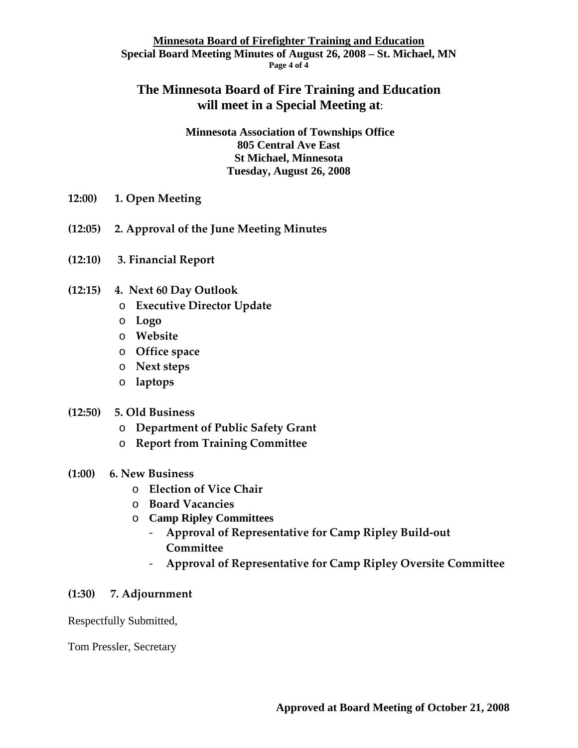# The Minnesota Board of Fire Training and Education will meet in a Special Meeting at:

**Minnesota Association of Townships Office**
**805 Central Ave East**
**St Michael, Minnesota**
**Tuesday, August 26, 2008**

**12:00) 1. Open Meeting**

**(12:05) 2. Approval of the June Meeting Minutes**

**(12:10) 3. Financial Report**

**(12:15) 4. Next 60 Day Outlook**

- **Executive Director Update**
- **Logo**
- **Website**
- **Office space**
- **Next steps**
- **laptops**

**(12:50) 5. Old Business**

- **Department of Public Safety Grant**
- **Report from Training Committee**

**(1:00) 6. New Business**

- **Election of Vice Chair**
- **Board Vacancies**
- **Camp Ripley Committees**
  - **Approval of Representative for Camp Ripley Build-out Committee**
  - **Approval of Representative for Camp Ripley Oversite Committee**

**(1:30) 7. Adjournment**

Respectfully Submitted,

Tom Pressler, Secretary

**Approved at Board Meeting of October 21, 2008**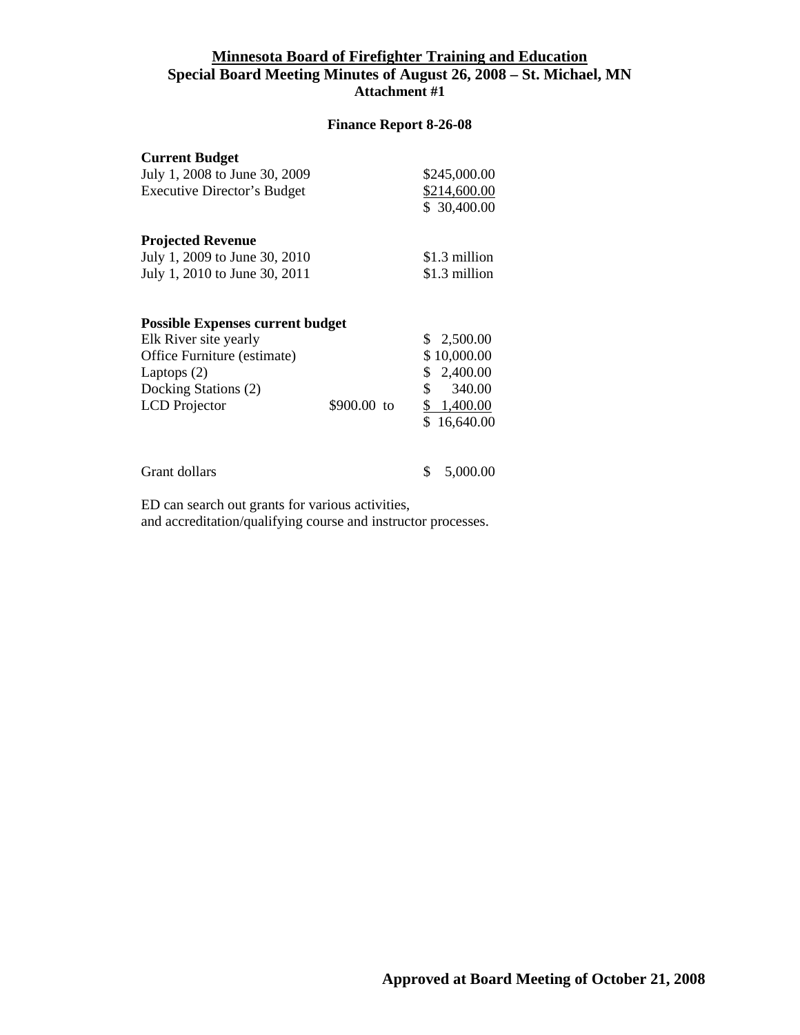# Minnesota Board of Firefighter Training and Education

## Special Board Meeting Minutes of August 26, 2008 – St. Michael, MN

### Attachment #1

**Finance Report 8-26-08**

**Current Budget**

| | | |
|---|---|---|
| July 1, 2008 to June 30, 2009 | | $245,000.00 |
| Executive Director's Budget | | $214,600.00 |
| | | $ 30,400.00 |

**Projected Revenue**

| | | |
|---|---|---|
| July 1, 2009 to June 30, 2010 | | $1.3 million |
| July 1, 2010 to June 30, 2011 | | $1.3 million |

**Possible Expenses current budget**

| | | |
|---|---|---|
| Elk River site yearly | | $ 2,500.00 |
| Office Furniture (estimate) | | $ 10,000.00 |
| Laptops (2) | | $ 2,400.00 |
| Docking Stations (2) | | $ 340.00 |
| LCD Projector | $900.00 to | $ 1,400.00 |
| | | $ 16,640.00 |

| | | |
|---|---|---|
| Grant dollars | | $ 5,000.00 |

ED can search out grants for various activities,
and accreditation/qualifying course and instructor processes.

**Approved at Board Meeting of October 21, 2008**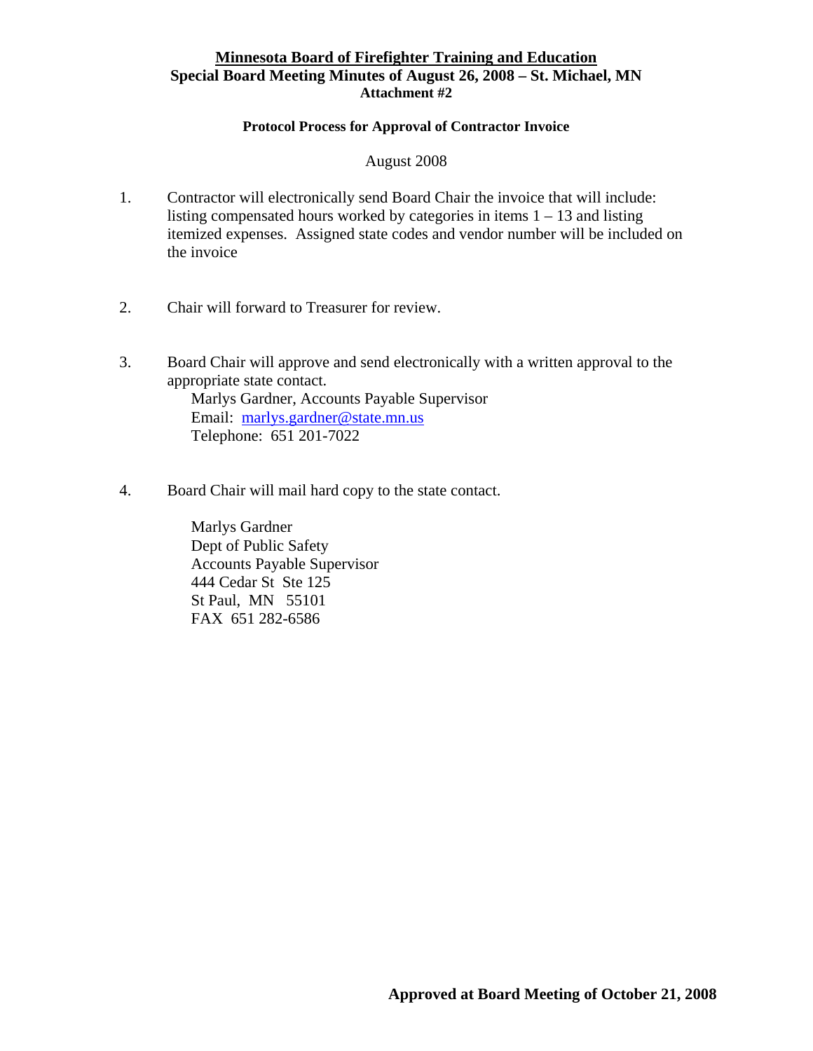# Minnesota Board of Firefighter Training and Education

**Special Board Meeting Minutes of August 26, 2008 – St. Michael, MN**

**Attachment #2**

**Protocol Process for Approval of Contractor Invoice**

August 2008

1. Contractor will electronically send Board Chair the invoice that will include: listing compensated hours worked by categories in items 1 – 13 and listing itemized expenses. Assigned state codes and vendor number will be included on the invoice

2. Chair will forward to Treasurer for review.

3. Board Chair will approve and send electronically with a written approval to the appropriate state contact.
   Marlys Gardner, Accounts Payable Supervisor
   Email: marlys.gardner@state.mn.us
   Telephone: 651 201-7022

4. Board Chair will mail hard copy to the state contact.

   Marlys Gardner
   Dept of Public Safety
   Accounts Payable Supervisor
   444 Cedar St Ste 125
   St Paul, MN 55101
   FAX 651 282-6586

**Approved at Board Meeting of October 21, 2008**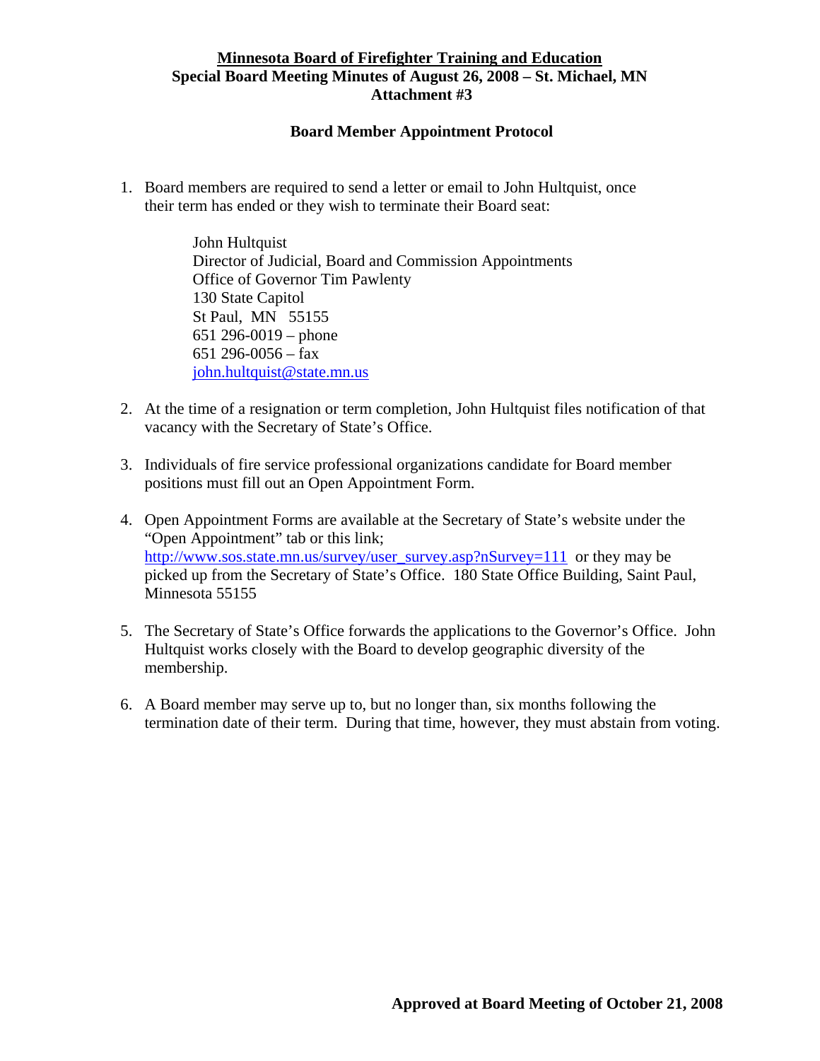**Minnesota Board of Firefighter Training and Education**
**Special Board Meeting Minutes of August 26, 2008 – St. Michael, MN**
**Attachment #3**

## Board Member Appointment Protocol

1. Board members are required to send a letter or email to John Hultquist, once their term has ended or they wish to terminate their Board seat:

   John Hultquist
   Director of Judicial, Board and Commission Appointments
   Office of Governor Tim Pawlenty
   130 State Capitol
   St Paul, MN 55155
   651 296-0019 – phone
   651 296-0056 – fax
   john.hultquist@state.mn.us

2. At the time of a resignation or term completion, John Hultquist files notification of that vacancy with the Secretary of State's Office.

3. Individuals of fire service professional organizations candidate for Board member positions must fill out an Open Appointment Form.

4. Open Appointment Forms are available at the Secretary of State's website under the "Open Appointment" tab or this link; http://www.sos.state.mn.us/survey/user_survey.asp?nSurvey=111 or they may be picked up from the Secretary of State's Office. 180 State Office Building, Saint Paul, Minnesota 55155

5. The Secretary of State's Office forwards the applications to the Governor's Office. John Hultquist works closely with the Board to develop geographic diversity of the membership.

6. A Board member may serve up to, but no longer than, six months following the termination date of their term. During that time, however, they must abstain from voting.

**Approved at Board Meeting of October 21, 2008**